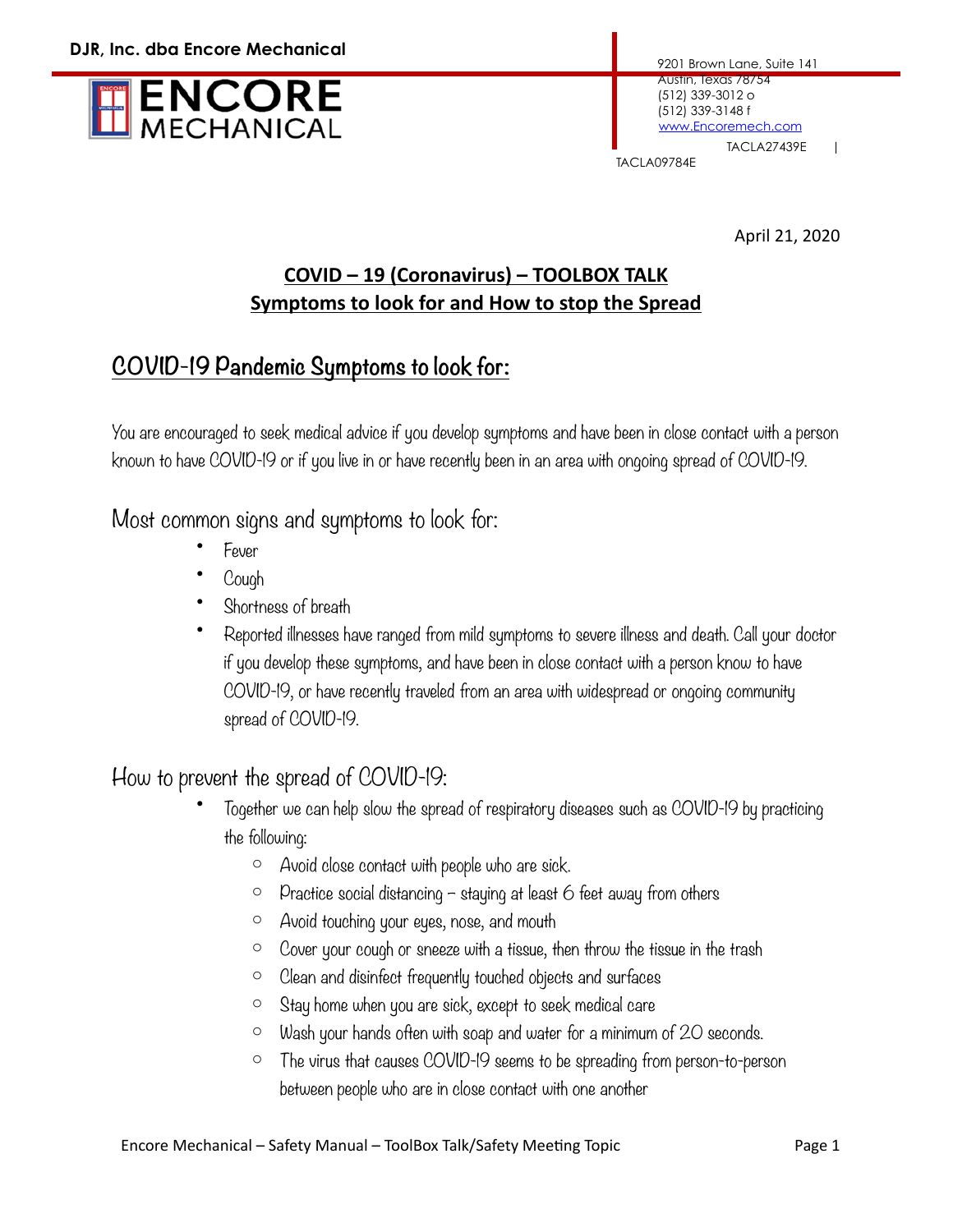**DJR, Inc. dba Encore Mechanical**

ENCORE MECHANICAL

9201 Brown Lane, Suite 141
Austin, Texas 78754
(512) 339-3012 o
(512) 339-3148 f
www.Encoremech.com
TACLA27439E | TACLA09784E

April 21, 2020

# COVID – 19 (Coronavirus) – TOOLBOX TALK
# Symptoms to look for and How to stop the Spread

## COVID-19 Pandemic Symptoms to look for:

You are encouraged to seek medical advice if you develop symptoms and have been in close contact with a person known to have COVID-19 or if you live in or have recently been in an area with ongoing spread of COVID-19.

### Most common signs and symptoms to look for:

- Fever
- Cough
- Shortness of breath
- Reported illnesses have ranged from mild symptoms to severe illness and death. Call your doctor if you develop these symptoms, and have been in close contact with a person know to have COVID-19, or have recently traveled from an area with widespread or ongoing community spread of COVID-19.

### How to prevent the spread of COVID-19:

- Together we can help slow the spread of respiratory diseases such as COVID-19 by practicing the following:
  - Avoid close contact with people who are sick.
  - Practice social distancing – staying at least 6 feet away from others
  - Avoid touching your eyes, nose, and mouth
  - Cover your cough or sneeze with a tissue, then throw the tissue in the trash
  - Clean and disinfect frequently touched objects and surfaces
  - Stay home when you are sick, except to seek medical care
  - Wash your hands often with soap and water for a minimum of 20 seconds.
  - The virus that causes COVID-19 seems to be spreading from person-to-person between people who are in close contact with one another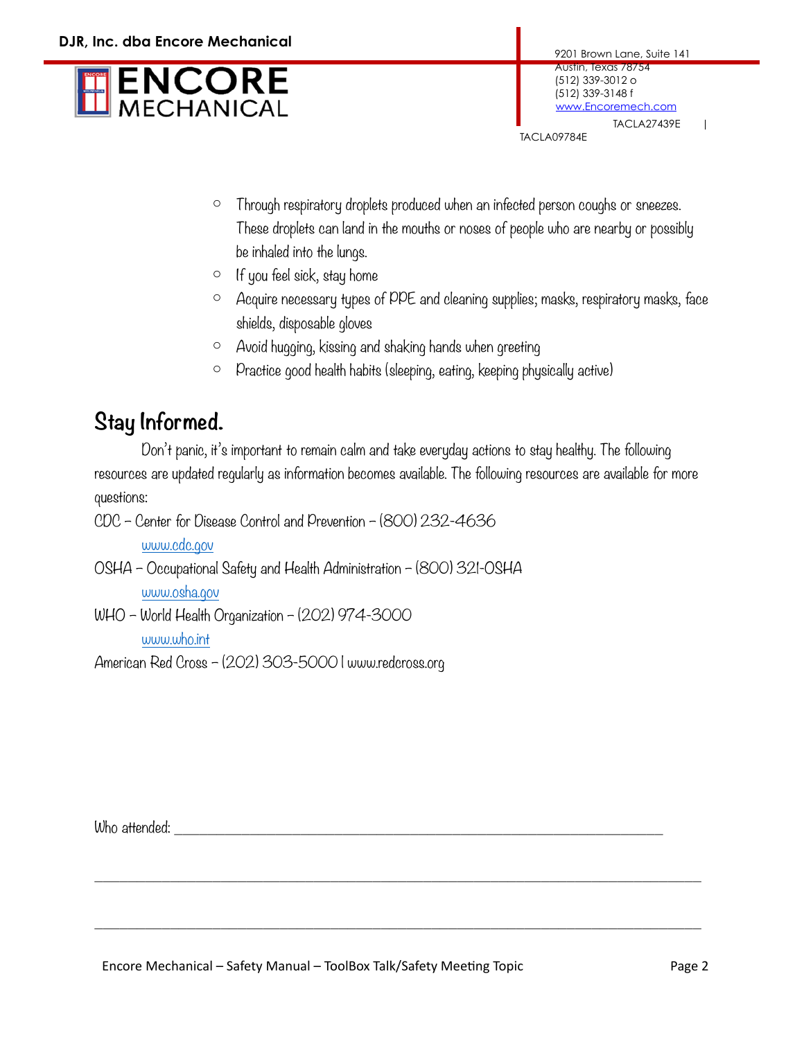- Through respiratory droplets produced when an infected person coughs or sneezes. These droplets can land in the mouths or noses of people who are nearby or possibly be inhaled into the lungs.
- If you feel sick, stay home
- Acquire necessary types of PPE and cleaning supplies; masks, respiratory masks, face shields, disposable gloves
- Avoid hugging, kissing and shaking hands when greeting
- Practice good health habits (sleeping, eating, keeping physically active)

## Stay Informed.

Don't panic, it's important to remain calm and take everyday actions to stay healthy. The following resources are updated regularly as information becomes available. The following resources are available for more questions:

CDC – Center for Disease Control and Prevention – (800) 232-4636
www.cdc.gov

OSHA – Occupational Safety and Health Administration – (800) 321-OSHA
www.osha.gov

WHO – World Health Organization – (202) 974-3000
www.who.int

American Red Cross – (202) 303-5000 | www.redcross.org

Who attended: ____________________________________________________________________

______________________________________________________________________________

______________________________________________________________________________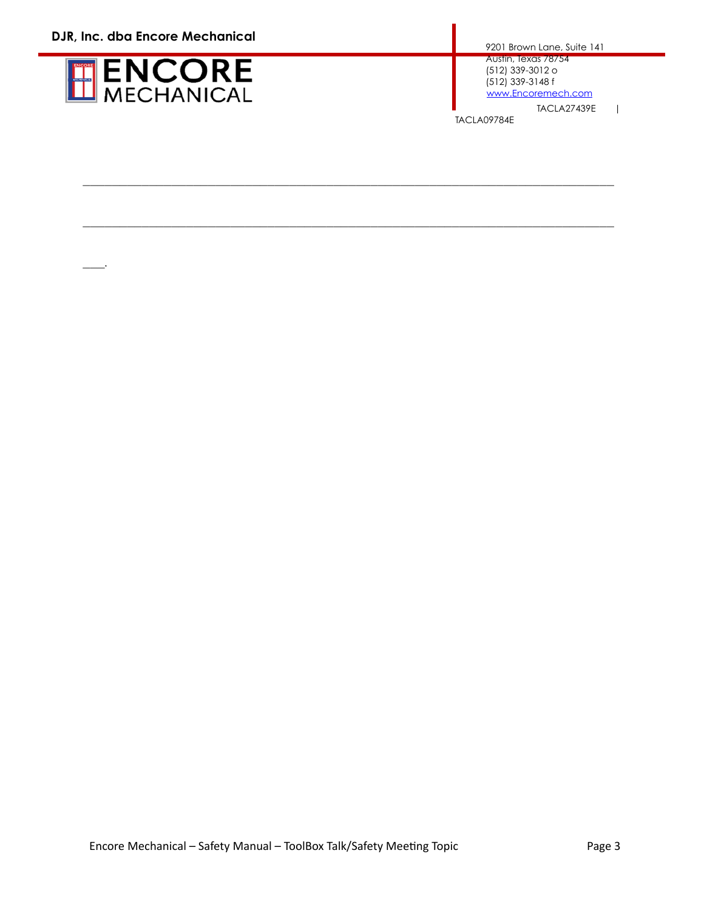**DJR, Inc. dba Encore Mechanical**

9201 Brown Lane, Suite 141
Austin, Texas 78754
(512) 339-3012 o
(512) 339-3148 f
www.Encoremech.com
TACLA27439E | TACLA09784E

_____________________________________________________________________________________

_____________________________________________________________________________________

____.